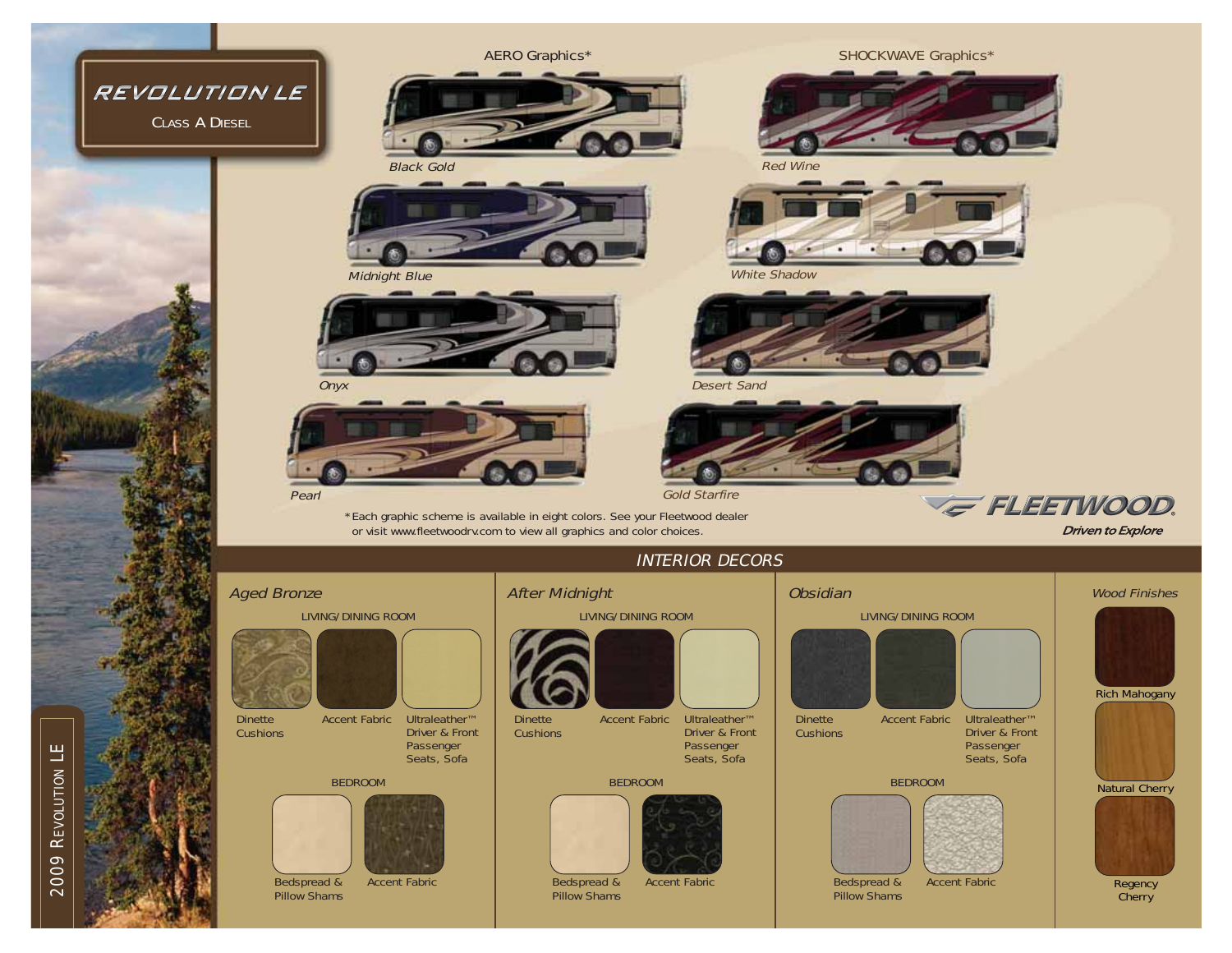# REVOLUTION LE

Class A Diesel

## AERO Graphics*

- Black Gold
- Midnight Blue
- Onyx
- Pearl

## SHOCKWAVE Graphics*

- Red Wine
- White Shadow
- Desert Sand
- Gold Starfire

*Each graphic scheme is available in eight colors. See your Fleetwood dealer or visit www.fleetwoodrv.com to view all graphics and color choices.

FLEETWOOD®

*Driven to Explore*

## INTERIOR DECORS

### *Aged Bronze*

LIVING/ DINING ROOM

- Dinette Cushions
- Accent Fabric
- Ultraleather™ Driver & Front Passenger Seats, Sofa

BEDROOM

- Bedspread & Pillow Shams
- Accent Fabric

### *After Midnight*

LIVING/ DINING ROOM

- Dinette Cushions
- Accent Fabric
- Ultraleather™ Driver & Front Passenger Seats, Sofa

BEDROOM

- Bedspread & Pillow Shams
- Accent Fabric

### *Obsidian*

LIVING/ DINING ROOM

- Dinette Cushions
- Accent Fabric
- Ultraleather™ Driver & Front Passenger Seats, Sofa

BEDROOM

- Bedspread & Pillow Shams
- Accent Fabric

### *Wood Finishes*

- Rich Mahogany
- Natural Cherry
- Regency Cherry

2009 Revolution LE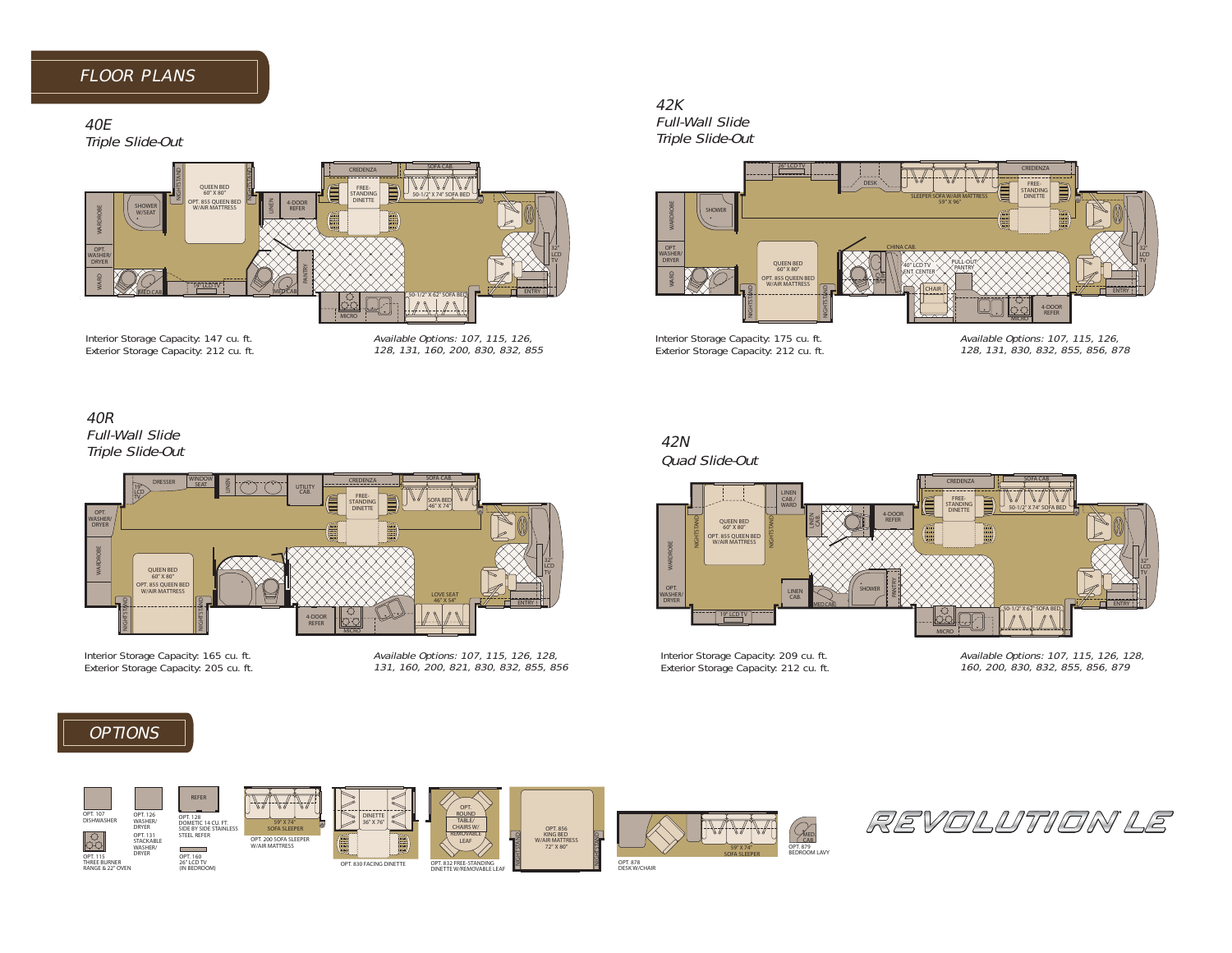# FLOOR PLANS

## 40E
*Triple Slide-Out*

Interior Storage Capacity: 147 cu. ft.
Exterior Storage Capacity: 212 cu. ft.

*Available Options: 107, 115, 126, 128, 131, 160, 200, 830, 832, 855*

## 42K
*Full-Wall Slide*
*Triple Slide-Out*

Interior Storage Capacity: 175 cu. ft.
Exterior Storage Capacity: 212 cu. ft.

*Available Options: 107, 115, 126, 128, 131, 830, 832, 855, 856, 878*

## 40R
*Full-Wall Slide*
*Triple Slide-Out*

Interior Storage Capacity: 165 cu. ft.
Exterior Storage Capacity: 205 cu. ft.

*Available Options: 107, 115, 126, 128, 131, 160, 200, 821, 830, 832, 855, 856*

## 42N
*Quad Slide-Out*

Interior Storage Capacity: 209 cu. ft.
Exterior Storage Capacity: 212 cu. ft.

*Available Options: 107, 115, 126, 128, 160, 200, 830, 832, 855, 856, 879*

# OPTIONS

- OPT. 107 DISHWASHER
- OPT. 115 THREE BURNER RANGE & 22" OVEN
- OPT. 126 WASHER/ DRYER
- OPT. 131 STACKABLE WASHER/ DRYER
- OPT. 128 DOMETIC 14 CU. FT. SIDE BY SIDE STAINLESS STEEL REFER
- OPT. 160 26" LCD TV (IN BEDROOM)
- OPT. 200 SOFA SLEEPER W/AIR MATTRESS
- OPT. 830 FACING DINETTE
- OPT. 832 FREE-STANDING DINETTE W/REMOVABLE LEAF
- OPT. 856 KING BED W/AIR MATTRESS 72" X 80"
- OPT. 878 DESK W/CHAIR
- OPT. 879 BEDROOM LAVY

REVOLUTION LE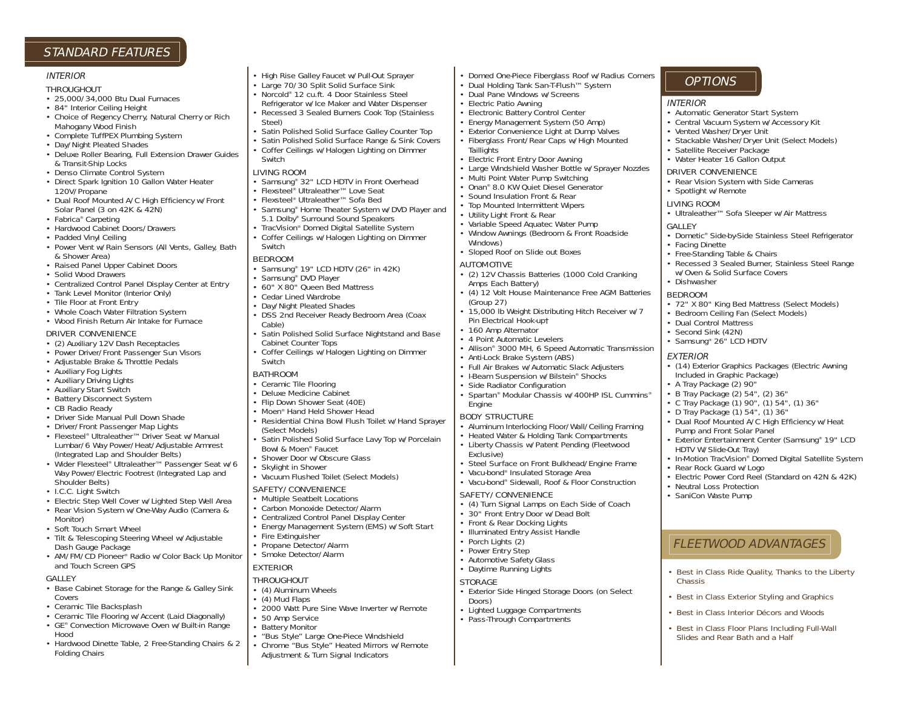## STANDARD FEATURES

### INTERIOR

#### THROUGHOUT

- 25,000/34,000 Btu Dual Furnaces
- 84" Interior Ceiling Height
- Choice of Regency Cherry, Natural Cherry or Rich Mahogany Wood Finish
- Complete TuffPEX Plumbing System
- Day/Night Pleated Shades
- Deluxe Roller Bearing, Full Extension Drawer Guides & Transit-Ship Locks
- Denso Climate Control System
- Direct Spark Ignition 10 Gallon Water Heater 120V/Propane
- Dual Roof Mounted A/C High Efficiency w/Front Solar Panel (3 on 42K & 42N)
- Fabrica® Carpeting
- Hardwood Cabinet Doors/Drawers
- Padded Vinyl Ceiling
- Power Vent w/Rain Sensors (All Vents, Galley, Bath & Shower Area)
- Raised Panel Upper Cabinet Doors
- Solid Wood Drawers
- Centralized Control Panel Display Center at Entry
- Tank Level Monitor (Interior Only)
- Tile Floor at Front Entry
- Whole Coach Water Filtration System
- Wood Finish Return Air Intake for Furnace

#### DRIVER CONVENIENCE

- (2) Auxiliary 12V Dash Receptacles
- Power Driver/Front Passenger Sun Visors
- Adjustable Brake & Throttle Pedals
- Auxiliary Fog Lights
- Auxiliary Driving Lights
- Auxiliary Start Switch
- Battery Disconnect System
- CB Radio Ready
- Driver Side Manual Pull Down Shade
- Driver/Front Passenger Map Lights
- Flexsteel® Ultraleather™ Driver Seat w/Manual Lumbar/6 Way Power/Heat/Adjustable Armrest (Integrated Lap and Shoulder Belts)
- Wider Flexsteel® Ultraleather™ Passenger Seat w/6 Way Power/Electric Footrest (Integrated Lap and Shoulder Belts)
- I.C.C. Light Switch
- Electric Step Well Cover w/Lighted Step Well Area
- Rear Vision System w/One-Way Audio (Camera & Monitor)
- Soft Touch Smart Wheel
- Tilt & Telescoping Steering Wheel w/Adjustable Dash Gauge Package
- AM/FM/CD Pioneer® Radio w/Color Back Up Monitor and Touch Screen GPS

#### GALLEY

- Base Cabinet Storage for the Range & Galley Sink Covers
- Ceramic Tile Backsplash
- Ceramic Tile Flooring w/Accent (Laid Diagonally)
- GE® Convection Microwave Oven w/Built-in Range Hood
- Hardwood Dinette Table, 2 Free-Standing Chairs & 2 Folding Chairs
- High Rise Galley Faucet w/Pull-Out Sprayer
- Large 70/30 Split Solid Surface Sink
- Norcold® 12 cu.ft. 4 Door Stainless Steel Refrigerator w/Ice Maker and Water Dispenser
- Recessed 3 Sealed Burners Cook Top (Stainless Steel)
- Satin Polished Solid Surface Galley Counter Top
- Satin Polished Solid Surface Range & Sink Covers
- Coffer Ceilings w/Halogen Lighting on Dimmer Switch

#### LIVING ROOM

- Samsung® 32" LCD HDTV in Front Overhead
- Flexsteel® Ultraleather™ Love Seat
- Flexsteel® Ultraleather™ Sofa Bed
- Samsung® Home Theater System w/DVD Player and 5.1 Dolby® Surround Sound Speakers
- TracVision® Domed Digital Satellite System
- Coffer Ceilings w/Halogen Lighting on Dimmer Switch

#### BEDROOM

- Samsung® 19" LCD HDTV (26" in 42K)
- Samsung® DVD Player
- 60" X 80" Queen Bed Mattress
- Cedar Lined Wardrobe
- Day/Night Pleated Shades
- DSS 2nd Receiver Ready Bedroom Area (Coax Cable)
- Satin Polished Solid Surface Nightstand and Base Cabinet Counter Tops
- Coffer Ceilings w/Halogen Lighting on Dimmer Switch

#### BATHROOM

- Ceramic Tile Flooring
- Deluxe Medicine Cabinet
- Flip Down Shower Seat (40E)
- Moen® Hand Held Shower Head
- Residential China Bowl Flush Toilet w/Hand Sprayer (Select Models)
- Satin Polished Solid Surface Lavy Top w/Porcelain Bowl & Moen® Faucet
- Shower Door w/Obscure Glass
- Skylight in Shower
- Vacuum Flushed Toilet (Select Models)

#### SAFETY/CONVENIENCE

- Multiple Seatbelt Locations
- Carbon Monoxide Detector/Alarm
- Centralized Control Panel Display Center
- Energy Management System (EMS) w/Soft Start
- Fire Extinguisher
- Propane Detector/Alarm
- Smoke Detector/Alarm

### EXTERIOR

#### THROUGHOUT

- (4) Aluminum Wheels
- (4) Mud Flaps
- 2000 Watt Pure Sine Wave Inverter w/Remote
- 50 Amp Service
- Battery Monitor
- "Bus Style" Large One-Piece Windshield
- Chrome "Bus Style" Heated Mirrors w/Remote Adjustment & Turn Signal Indicators
- Domed One-Piece Fiberglass Roof w/Radius Corners
- Dual Holding Tank San-T-Flush™ System
- Dual Pane Windows w/Screens
- Electric Patio Awning
- Electronic Battery Control Center
- Energy Management System (50 Amp)
- Exterior Convenience Light at Dump Valves
- Fiberglass Front/Rear Caps w/High Mounted Taillights
- Electric Front Entry Door Awning
- Large Windshield Washer Bottle w/Sprayer Nozzles
- Multi Point Water Pump Switching
- Onan® 8.0 KW Quiet Diesel Generator
- Sound Insulation Front & Rear
- Top Mounted Intermittent Wipers
- Utility Light Front & Rear
- Variable Speed Aquatec Water Pump
- Window Awnings (Bedroom & Front Roadside Windows)
- Sloped Roof on Slide out Boxes

#### AUTOMOTIVE

- (2) 12V Chassis Batteries (1000 Cold Cranking Amps Each Battery)
- (4) 12 Volt House Maintenance Free AGM Batteries (Group 27)
- 15,000 lb Weight Distributing Hitch Receiver w/7 Pin Electrical Hook-up†
- 160 Amp Alternator
- 4 Point Automatic Levelers
- Allison® 3000 MH, 6 Speed Automatic Transmission
- Anti-Lock Brake System (ABS)
- Full Air Brakes w/Automatic Slack Adjusters
- I-Beam Suspension w/Bilstein® Shocks
- Side Radiator Configuration
- Spartan® Modular Chassis w/400HP ISL Cummins® Engine

#### BODY STRUCTURE

- Aluminum Interlocking Floor/Wall/Ceiling Framing
- Heated Water & Holding Tank Compartments
- Liberty Chassis w/Patent Pending (Fleetwood Exclusive)
- Steel Surface on Front Bulkhead/Engine Frame
- Vacu-bond® Insulated Storage Area
- Vacu-bond® Sidewall, Roof & Floor Construction

#### SAFETY/CONVENIENCE

- (4) Turn Signal Lamps on Each Side of Coach
- 30" Front Entry Door w/Dead Bolt
- Front & Rear Docking Lights
- Illuminated Entry Assist Handle
- Porch Lights (2)
- Power Entry Step
- Automotive Safety Glass
- Daytime Running Lights

#### STORAGE

- Exterior Side Hinged Storage Doors (on Select Doors)
- Lighted Luggage Compartments
- Pass-Through Compartments

## OPTIONS

### INTERIOR

- Automatic Generator Start System
- Central Vacuum System w/Accessory Kit
- Vented Washer/Dryer Unit
- Stackable Washer/Dryer Unit (Select Models)
- Satellite Receiver Package
- Water Heater 16 Gallon Output

#### DRIVER CONVENIENCE

- Rear Vision System with Side Cameras
- Spotlight w/Remote

#### LIVING ROOM

- Ultraleather™ Sofa Sleeper w/Air Mattress

#### GALLEY

- Dometic® Side-by-Side Stainless Steel Refrigerator
- Facing Dinette
- Free-Standing Table & Chairs
- Recessed 3 Sealed Burner, Stainless Steel Range w/Oven & Solid Surface Covers
- Dishwasher

#### BEDROOM

- 72" X 80" King Bed Mattress (Select Models)
- Bedroom Ceiling Fan (Select Models)
- Dual Control Mattress
- Second Sink (42N)
- Samsung® 26" LCD HDTV

### EXTERIOR

- (14) Exterior Graphics Packages (Electric Awning Included in Graphic Package)
- A Tray Package (2) 90"
- B Tray Package (2) 54", (2) 36"
- C Tray Package (1) 90", (1) 54", (1) 36"
- D Tray Package (1) 54", (1) 36"
- Dual Roof Mounted A/C High Efficiency w/Heat Pump and Front Solar Panel
- Exterior Entertainment Center (Samsung® 19" LCD HDTV W/Slide-Out Tray)
- In-Motion TracVision® Domed Digital Satellite System
- Rear Rock Guard w/Logo
- Electric Power Cord Reel (Standard on 42N & 42K)
- Neutral Loss Protection
- SaniCon Waste Pump

## FLEETWOOD ADVANTAGES

- Best in Class Ride Quality, Thanks to the Liberty Chassis
- Best in Class Exterior Styling and Graphics
- Best in Class Interior Décors and Woods
- Best in Class Floor Plans Including Full-Wall Slides and Rear Bath and a Half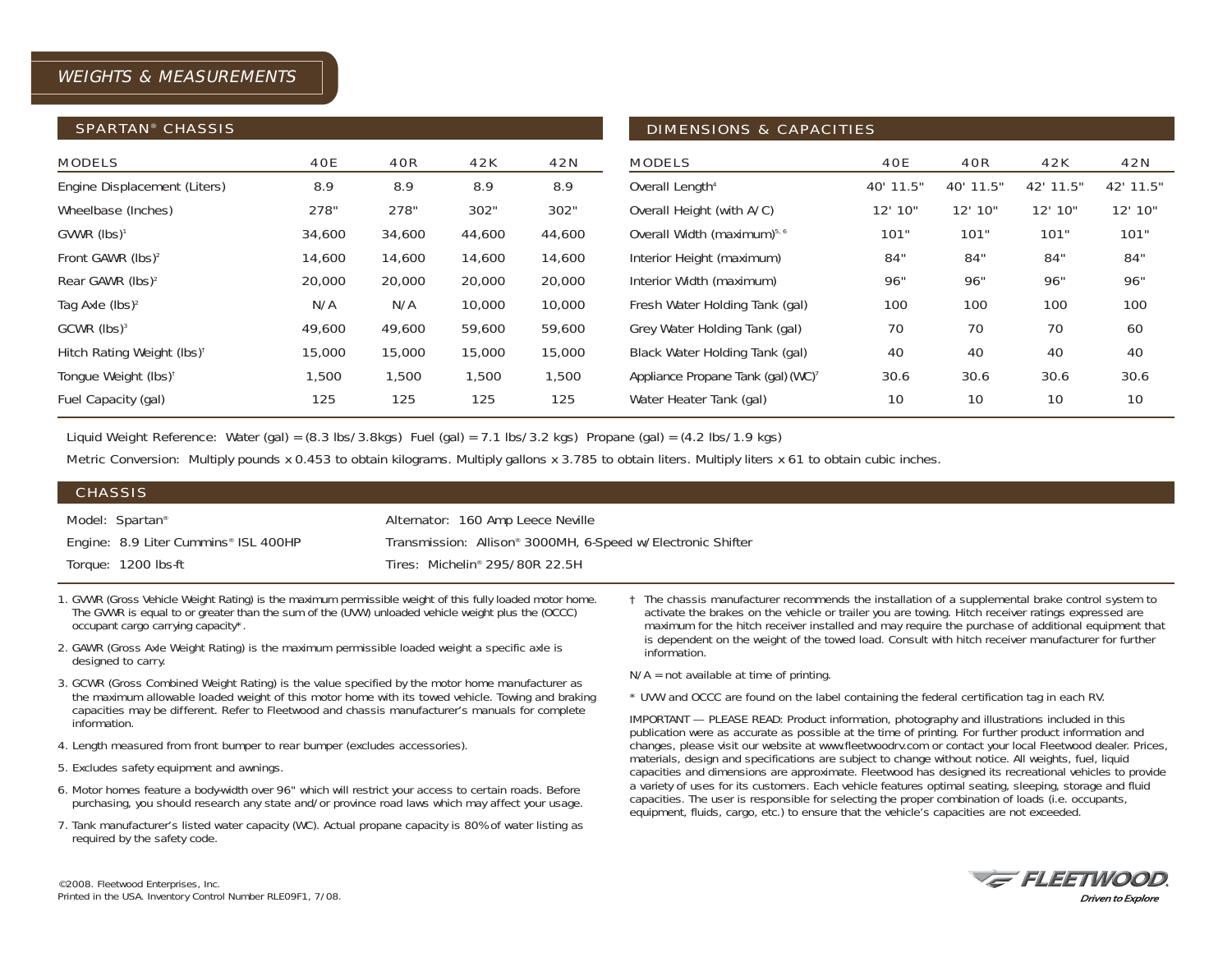# WEIGHTS & MEASUREMENTS

## SPARTAN® CHASSIS

| MODELS | 40E | 40R | 42K | 42N |
|---|---|---|---|---|
| Engine Displacement (Liters) | 8.9 | 8.9 | 8.9 | 8.9 |
| Wheelbase (Inches) | 278" | 278" | 302" | 302" |
| GVWR (lbs)[1] | 34,600 | 34,600 | 44,600 | 44,600 |
| Front GAWR (lbs)[2] | 14,600 | 14,600 | 14,600 | 14,600 |
| Rear GAWR (lbs)[2] | 20,000 | 20,000 | 20,000 | 20,000 |
| Tag Axle (lbs)[2] | N/A | N/A | 10,000 | 10,000 |
| GCWR (lbs)[3] | 49,600 | 49,600 | 59,600 | 59,600 |
| Hitch Rating Weight (lbs)[†] | 15,000 | 15,000 | 15,000 | 15,000 |
| Tongue Weight (lbs)[†] | 1,500 | 1,500 | 1,500 | 1,500 |
| Fuel Capacity (gal) | 125 | 125 | 125 | 125 |

## DIMENSIONS & CAPACITIES

| MODELS | 40E | 40R | 42K | 42N |
|---|---|---|---|---|
| Overall Length[4] | 40' 11.5" | 40' 11.5" | 42' 11.5" | 42' 11.5" |
| Overall Height (with A/C) | 12' 10" | 12' 10" | 12' 10" | 12' 10" |
| Overall Width (maximum)[5, 6] | 101" | 101" | 101" | 101" |
| Interior Height (maximum) | 84" | 84" | 84" | 84" |
| Interior Width (maximum) | 96" | 96" | 96" | 96" |
| Fresh Water Holding Tank (gal) | 100 | 100 | 100 | 100 |
| Grey Water Holding Tank (gal) | 70 | 70 | 70 | 60 |
| Black Water Holding Tank (gal) | 40 | 40 | 40 | 40 |
| Appliance Propane Tank (gal) (WC)[7] | 30.6 | 30.6 | 30.6 | 30.6 |
| Water Heater Tank (gal) | 10 | 10 | 10 | 10 |

Liquid Weight Reference: Water (gal) = (8.3 lbs/3.8kgs) Fuel (gal) = 7.1 lbs/3.2 kgs) Propane (gal) = (4.2 lbs/1.9 kgs)

Metric Conversion: Multiply pounds x 0.453 to obtain kilograms. Multiply gallons x 3.785 to obtain liters. Multiply liters x 61 to obtain cubic inches.

## CHASSIS

Model: Spartan®

Engine: 8.9 Liter Cummins® ISL 400HP

Torque: 1200 lbs-ft

Alternator: 160 Amp Leece Neville

Transmission: Allison® 3000MH, 6-Speed w/Electronic Shifter

Tires: Michelin® 295/80R 22.5H

1. GVWR (Gross Vehicle Weight Rating) is the maximum permissible weight of this fully loaded motor home. The GVWR is equal to or greater than the sum of the (UVW) unloaded vehicle weight plus the (OCCC) occupant cargo carrying capacity*.
2. GAWR (Gross Axle Weight Rating) is the maximum permissible loaded weight a specific axle is designed to carry.
3. GCWR (Gross Combined Weight Rating) is the value specified by the motor home manufacturer as the maximum allowable loaded weight of this motor home with its towed vehicle. Towing and braking capacities may be different. Refer to Fleetwood and chassis manufacturer's manuals for complete information.
4. Length measured from front bumper to rear bumper (excludes accessories).
5. Excludes safety equipment and awnings.
6. Motor homes feature a body-width over 96" which will restrict your access to certain roads. Before purchasing, you should research any state and/or province road laws which may affect your usage.
7. Tank manufacturer's listed water capacity (WC). Actual propane capacity is 80% of water listing as required by the safety code.

† The chassis manufacturer recommends the installation of a supplemental brake control system to activate the brakes on the vehicle or trailer you are towing. Hitch receiver ratings expressed are maximum for the hitch receiver installed and may require the purchase of additional equipment that is dependent on the weight of the towed load. Consult with hitch receiver manufacturer for further information.

N/A = not available at time of printing.

* UVW and OCCC are found on the label containing the federal certification tag in each RV.

IMPORTANT — PLEASE READ: Product information, photography and illustrations included in this publication were as accurate as possible at the time of printing. For further product information and changes, please visit our website at www.fleetwoodrv.com or contact your local Fleetwood dealer. Prices, materials, design and specifications are subject to change without notice. All weights, fuel, liquid capacities and dimensions are approximate. Fleetwood has designed its recreational vehicles to provide a variety of uses for its customers. Each vehicle features optimal seating, sleeping, storage and fluid capacities. The user is responsible for selecting the proper combination of loads (i.e. occupants, equipment, fluids, cargo, etc.) to ensure that the vehicle's capacities are not exceeded.

©2008. Fleetwood Enterprises, Inc.
Printed in the USA. Inventory Control Number RLE09F1, 7/08.

FLEETWOOD
Driven to Explore